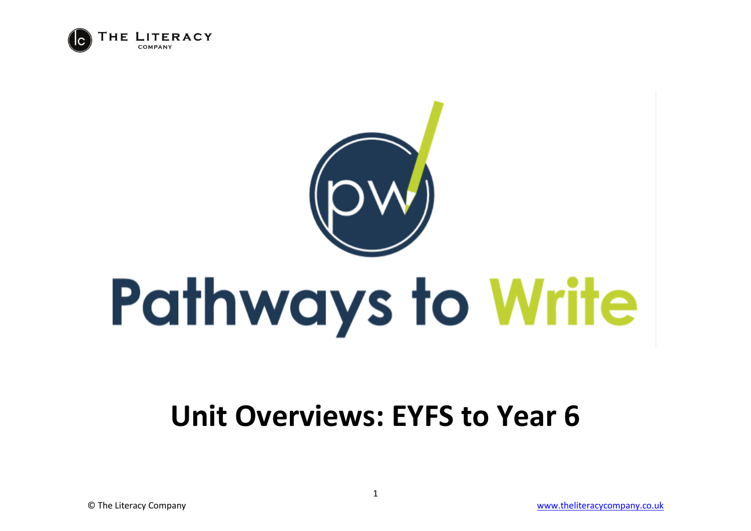THE LITERACY COMPANY

# Pathways to Write

## Unit Overviews: EYFS to Year 6

© The Literacy Company

www.theliteracycompany.co.uk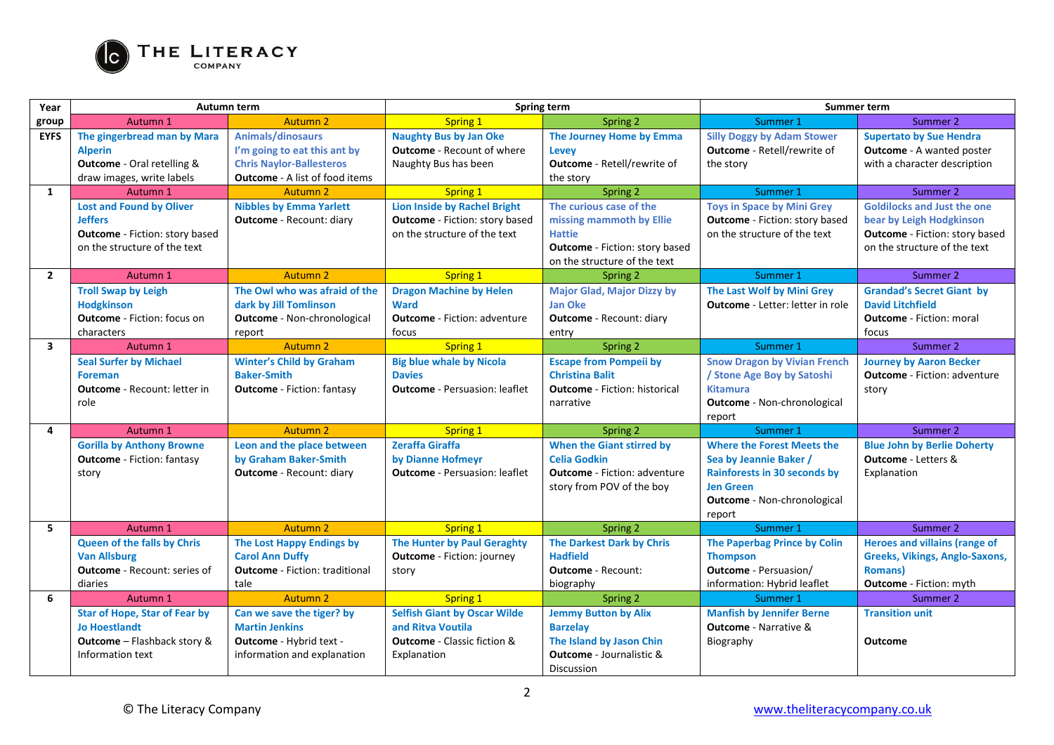THE LITERACY COMPANY

| Year group | Autumn term | | Spring term | | Summer term | |
|---|---|---|---|---|---|---|
| | Autumn 1 | Autumn 2 | Spring 1 | Spring 2 | Summer 1 | Summer 2 |
| **EYFS** | **The gingerbread man by Mara Alperin** **Outcome** - Oral retelling & draw images, write labels | **Animals/dinosaurs I'm going to eat this ant by Chris Naylor-Ballesteros** **Outcome** - A list of food items | **Naughty Bus by Jan Oke** **Outcome** - Recount of where Naughty Bus has been | **The Journey Home by Emma Levey** **Outcome** - Retell/rewrite of the story | **Silly Doggy by Adam Stower** **Outcome** - Retell/rewrite of the story | **Supertato by Sue Hendra** **Outcome** - A wanted poster with a character description |
| **1** | Autumn 1 | Autumn 2 | Spring 1 | Spring 2 | Summer 1 | Summer 2 |
| | **Lost and Found by Oliver Jeffers** **Outcome** - Fiction: story based on the structure of the text | **Nibbles by Emma Yarlett** **Outcome** - Recount: diary | **Lion Inside by Rachel Bright** **Outcome** - Fiction: story based on the structure of the text | **The curious case of the missing mammoth by Ellie Hattie** **Outcome** - Fiction: story based on the structure of the text | **Toys in Space by Mini Grey** **Outcome** - Fiction: story based on the structure of the text | **Goldilocks and Just the one bear by Leigh Hodgkinson** **Outcome** - Fiction: story based on the structure of the text |
| **2** | Autumn 1 | Autumn 2 | Spring 1 | Spring 2 | Summer 1 | Summer 2 |
| | **Troll Swap by Leigh Hodgkinson** **Outcome** - Fiction: focus on characters | **The Owl who was afraid of the dark by Jill Tomlinson** **Outcome** - Non-chronological report | **Dragon Machine by Helen Ward** **Outcome** - Fiction: adventure focus | **Major Glad, Major Dizzy by Jan Oke** **Outcome** - Recount: diary entry | **The Last Wolf by Mini Grey** **Outcome** - Letter: letter in role | **Grandad's Secret Giant by David Litchfield** **Outcome** - Fiction: moral focus |
| **3** | Autumn 1 | Autumn 2 | Spring 1 | Spring 2 | Summer 1 | Summer 2 |
| | **Seal Surfer by Michael Foreman** **Outcome** - Recount: letter in role | **Winter's Child by Graham Baker-Smith** **Outcome** - Fiction: fantasy | **Big blue whale by Nicola Davies** **Outcome** - Persuasion: leaflet | **Escape from Pompeii by Christina Balit** **Outcome** - Fiction: historical narrative | **Snow Dragon by Vivian French / Stone Age Boy by Satoshi Kitamura** **Outcome** - Non-chronological report | **Journey by Aaron Becker** **Outcome** - Fiction: adventure story |
| **4** | Autumn 1 | Autumn 2 | Spring 1 | Spring 2 | Summer 1 | Summer 2 |
| | **Gorilla by Anthony Browne** **Outcome** - Fiction: fantasy story | **Leon and the place between by Graham Baker-Smith** **Outcome** - Recount: diary | **Zeraffa Giraffa by Dianne Hofmeyr** **Outcome** - Persuasion: leaflet | **When the Giant stirred by Celia Godkin** **Outcome** - Fiction: adventure story from POV of the boy | **Where the Forest Meets the Sea by Jeannie Baker / Rainforests in 30 seconds by Jen Green** **Outcome** - Non-chronological report | **Blue John by Berlie Doherty** **Outcome** - Letters & Explanation |
| **5** | Autumn 1 | Autumn 2 | Spring 1 | Spring 2 | Summer 1 | Summer 2 |
| | **Queen of the falls by Chris Van Allsburg** **Outcome** - Recount: series of diaries | **The Lost Happy Endings by Carol Ann Duffy** **Outcome** - Fiction: traditional tale | **The Hunter by Paul Geraghty** **Outcome** - Fiction: journey story | **The Darkest Dark by Chris Hadfield** **Outcome** - Recount: biography | **The Paperbag Prince by Colin Thompson** **Outcome** - Persuasion/ information: Hybrid leaflet | **Heroes and villains (range of Greeks, Vikings, Anglo-Saxons, Romans)** **Outcome** - Fiction: myth |
| **6** | Autumn 1 | Autumn 2 | Spring 1 | Spring 2 | Summer 1 | Summer 2 |
| | **Star of Hope, Star of Fear by Jo Hoestlandt** **Outcome** – Flashback story & Information text | **Can we save the tiger? by Martin Jenkins** **Outcome** - Hybrid text - information and explanation | **Selfish Giant by Oscar Wilde and Ritva Voutila** **Outcome** - Classic fiction & Explanation | **Jemmy Button by Alix Barzelay The Island by Jason Chin** **Outcome** - Journalistic & Discussion | **Manfish by Jennifer Berne** **Outcome** - Narrative & Biography | **Transition unit** **Outcome** |

© The Literacy Company www.theliteracycompany.co.uk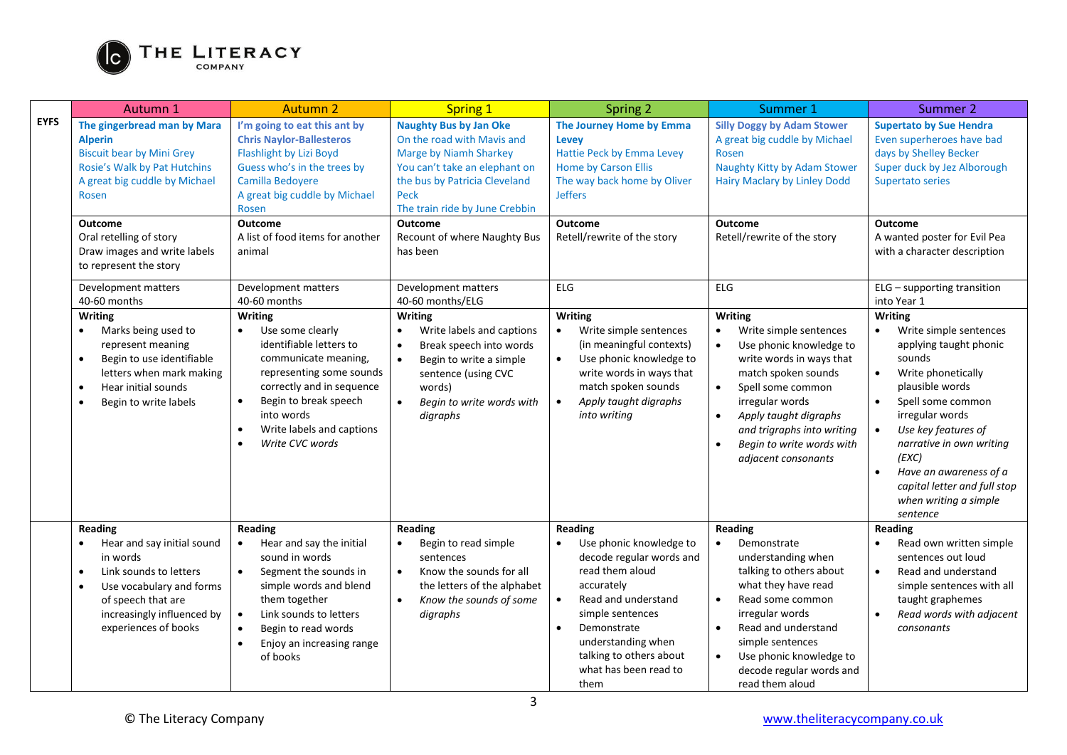| | Autumn 1 | Autumn 2 | Spring 1 | Spring 2 | Summer 1 | Summer 2 |
|---|---|---|---|---|---|---|
| **EYFS** | **The gingerbread man by Mara Alperin**<br>Biscuit bear by Mini Grey<br>Rosie's Walk by Pat Hutchins<br>A great big cuddle by Michael Rosen | **I'm going to eat this ant by Chris Naylor-Ballesteros**<br>Flashlight by Lizi Boyd<br>Guess who's in the trees by Camilla Bedoyere<br>A great big cuddle by Michael Rosen | **Naughty Bus by Jan Oke**<br>On the road with Mavis and Marge by Niamh Sharkey<br>You can't take an elephant on the bus by Patricia Cleveland Peck<br>The train ride by June Crebbin | **The Journey Home by Emma Levey**<br>Hattie Peck by Emma Levey<br>Home by Carson Ellis<br>The way back home by Oliver Jeffers | **Silly Doggy by Adam Stower**<br>A great big cuddle by Michael Rosen<br>Naughty Kitty by Adam Stower<br>Hairy Maclary by Linley Dodd | **Supertato by Sue Hendra**<br>Even superheroes have bad days by Shelley Becker<br>Super duck by Jez Alborough<br>Supertato series |
| | **Outcome**<br>Oral retelling of story<br>Draw images and write labels to represent the story | **Outcome**<br>A list of food items for another animal | **Outcome**<br>Recount of where Naughty Bus has been | **Outcome**<br>Retell/rewrite of the story | **Outcome**<br>Retell/rewrite of the story | **Outcome**<br>A wanted poster for Evil Pea with a character description |
| | Development matters<br>40-60 months | Development matters<br>40-60 months | Development matters<br>40-60 months/ELG | ELG | ELG | ELG – supporting transition into Year 1 |
| | **Writing**<br>• Marks being used to represent meaning<br>• Begin to use identifiable letters when mark making<br>• Hear initial sounds<br>• Begin to write labels | **Writing**<br>• Use some clearly identifiable letters to communicate meaning, representing some sounds correctly and in sequence<br>• Begin to break speech into words<br>• Write labels and captions<br>• *Write CVC words* | **Writing**<br>• Write labels and captions<br>• Break speech into words<br>• Begin to write a simple sentence (using CVC words)<br>• *Begin to write words with digraphs* | **Writing**<br>• Write simple sentences (in meaningful contexts)<br>• Use phonic knowledge to write words in ways that match spoken sounds<br>• *Apply taught digraphs into writing* | **Writing**<br>• Write simple sentences<br>• Use phonic knowledge to write words in ways that match spoken sounds<br>• Spell some common irregular words<br>• *Apply taught digraphs and trigraphs into writing*<br>• *Begin to write words with adjacent consonants* | **Writing**<br>• Write simple sentences applying taught phonic sounds<br>• Write phonetically plausible words<br>• Spell some common irregular words<br>• *Use key features of narrative in own writing (EXC)*<br>• *Have an awareness of a capital letter and full stop when writing a simple sentence* |
| | **Reading**<br>• Hear and say initial sound in words<br>• Link sounds to letters<br>• Use vocabulary and forms of speech that are increasingly influenced by experiences of books | **Reading**<br>• Hear and say the initial sound in words<br>• Segment the sounds in simple words and blend them together<br>• Link sounds to letters<br>• Begin to read words<br>• Enjoy an increasing range of books | **Reading**<br>• Begin to read simple sentences<br>• Know the sounds for all the letters of the alphabet<br>• *Know the sounds of some digraphs* | **Reading**<br>• Use phonic knowledge to decode regular words and read them aloud accurately<br>• Read and understand simple sentences<br>• Demonstrate understanding when talking to others about what has been read to them | **Reading**<br>• Demonstrate understanding when talking to others about what they have read<br>• Read some common irregular words<br>• Read and understand simple sentences<br>• Use phonic knowledge to decode regular words and read them aloud | **Reading**<br>• Read own written simple sentences out loud<br>• Read and understand simple sentences with all taught graphemes<br>• *Read words with adjacent consonants* |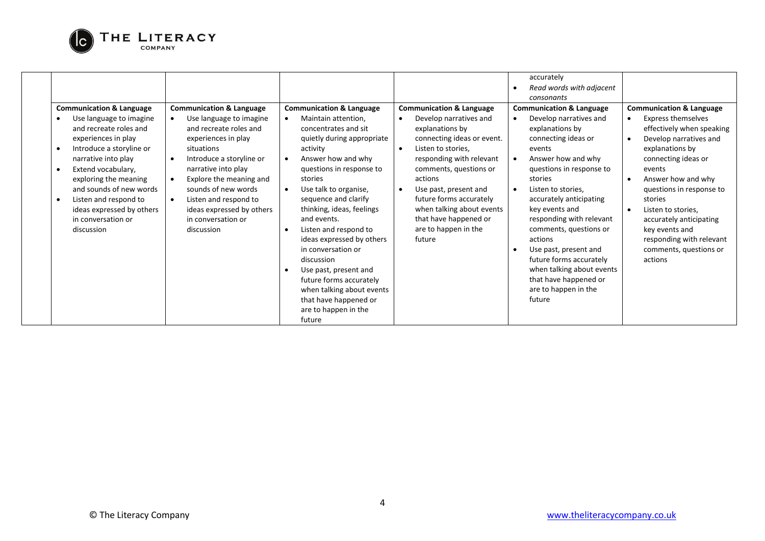| | | | | | | |
|---|---|---|---|---|---|---|
| | | | | | accurately<br>• *Read words with adjacent consonants* | |
| | **Communication & Language**<br>• Use language to imagine and recreate roles and experiences in play<br>• Introduce a storyline or narrative into play<br>• Extend vocabulary, exploring the meaning and sounds of new words<br>• Listen and respond to ideas expressed by others in conversation or discussion | **Communication & Language**<br>• Use language to imagine and recreate roles and experiences in play situations<br>• Introduce a storyline or narrative into play<br>• Explore the meaning and sounds of new words<br>• Listen and respond to ideas expressed by others in conversation or discussion | **Communication & Language**<br>• Maintain attention, concentrates and sit quietly during appropriate activity<br>• Answer how and why questions in response to stories<br>• Use talk to organise, sequence and clarify thinking, ideas, feelings and events.<br>• Listen and respond to ideas expressed by others in conversation or discussion<br>• Use past, present and future forms accurately when talking about events that have happened or are to happen in the future | **Communication & Language**<br>• Develop narratives and explanations by connecting ideas or event.<br>• Listen to stories, responding with relevant comments, questions or actions<br>• Use past, present and future forms accurately when talking about events that have happened or are to happen in the future | **Communication & Language**<br>• Develop narratives and explanations by connecting ideas or events<br>• Answer how and why questions in response to stories<br>• Listen to stories, accurately anticipating key events and responding with relevant comments, questions or actions<br>• Use past, present and future forms accurately when talking about events that have happened or are to happen in the future | **Communication & Language**<br>• Express themselves effectively when speaking<br>• Develop narratives and explanations by connecting ideas or events<br>• Answer how and why questions in response to stories<br>• Listen to stories, accurately anticipating key events and responding with relevant comments, questions or actions |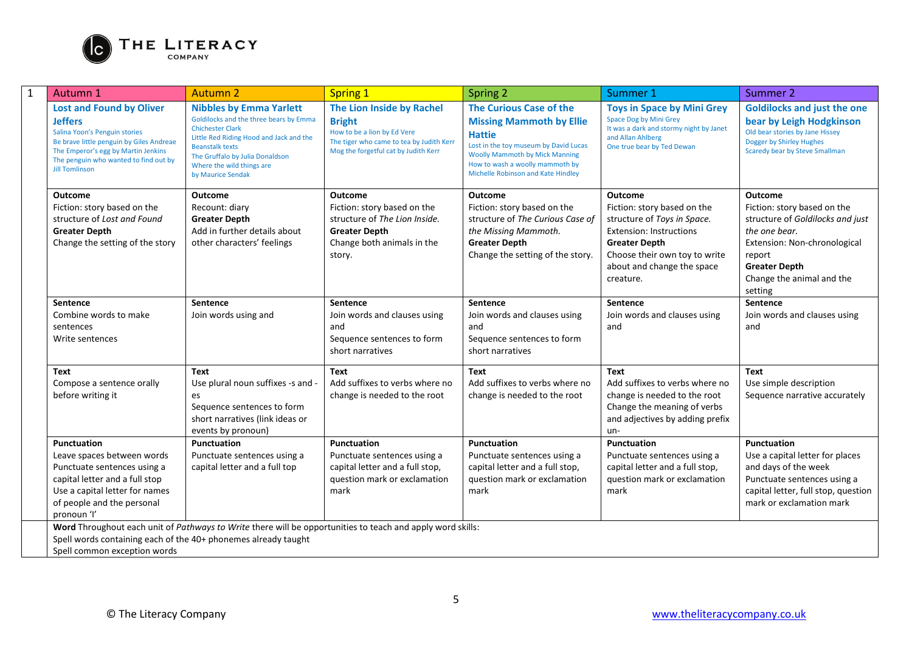| 1 | Autumn 1 | Autumn 2 | Spring 1 | Spring 2 | Summer 1 | Summer 2 |
|---|---|---|---|---|---|---|
| | **Lost and Found by Oliver Jeffers**<br>Salina Yoon's Penguin stories<br>Be brave little penguin by Giles Andreae<br>The Emperor's egg by Martin Jenkins<br>The penguin who wanted to find out by Jill Tomlinson | **Nibbles by Emma Yarlett**<br>Goldilocks and the three bears by Emma Chichester Clark<br>Little Red Riding Hood and Jack and the Beanstalk texts<br>The Gruffalo by Julia Donaldson<br>Where the wild things are by Maurice Sendak | **The Lion Inside by Rachel Bright**<br>How to be a lion by Ed Vere<br>The tiger who came to tea by Judith Kerr<br>Mog the forgetful cat by Judith Kerr | **The Curious Case of the Missing Mammoth by Ellie Hattie**<br>Lost in the toy museum by David Lucas<br>Woolly Mammoth by Mick Manning<br>How to wash a woolly mammoth by Michelle Robinson and Kate Hindley | **Toys in Space by Mini Grey**<br>Space Dog by Mini Grey<br>It was a dark and stormy night by Janet and Allan Ahlberg<br>One true bear by Ted Dewan | **Goldilocks and just the one bear by Leigh Hodgkinson**<br>Old bear stories by Jane Hissey<br>Dogger by Shirley Hughes<br>Scaredy bear by Steve Smallman |
| | **Outcome**<br>Fiction: story based on the structure of *Lost and Found*<br>**Greater Depth**<br>Change the setting of the story | **Outcome**<br>Recount: diary<br>**Greater Depth**<br>Add in further details about other characters' feelings | **Outcome**<br>Fiction: story based on the structure of *The Lion Inside.*<br>**Greater Depth**<br>Change both animals in the story. | **Outcome**<br>Fiction: story based on the structure of *The Curious Case of the Missing Mammoth.*<br>**Greater Depth**<br>Change the setting of the story. | **Outcome**<br>Fiction: story based on the structure of *Toys in Space.*<br>Extension: Instructions<br>**Greater Depth**<br>Choose their own toy to write about and change the space creature. | **Outcome**<br>Fiction: story based on the structure of *Goldilocks and just the one bear.*<br>Extension: Non-chronological report<br>**Greater Depth**<br>Change the animal and the setting |
| | **Sentence**<br>Combine words to make sentences<br>Write sentences | **Sentence**<br>Join words using and | **Sentence**<br>Join words and clauses using and<br>Sequence sentences to form short narratives | **Sentence**<br>Join words and clauses using and<br>Sequence sentences to form short narratives | **Sentence**<br>Join words and clauses using and | **Sentence**<br>Join words and clauses using and |
| | **Text**<br>Compose a sentence orally before writing it | **Text**<br>Use plural noun suffixes -s and -es<br>Sequence sentences to form short narratives (link ideas or events by pronoun) | **Text**<br>Add suffixes to verbs where no change is needed to the root | **Text**<br>Add suffixes to verbs where no change is needed to the root | **Text**<br>Add suffixes to verbs where no change is needed to the root<br>Change the meaning of verbs and adjectives by adding prefix un- | **Text**<br>Use simple description<br>Sequence narrative accurately |
| | **Punctuation**<br>Leave spaces between words<br>Punctuate sentences using a capital letter and a full stop<br>Use a capital letter for names of people and the personal pronoun 'I' | **Punctuation**<br>Punctuate sentences using a capital letter and a full top | **Punctuation**<br>Punctuate sentences using a capital letter and a full stop, question mark or exclamation mark | **Punctuation**<br>Punctuate sentences using a capital letter and a full stop, question mark or exclamation mark | **Punctuation**<br>Punctuate sentences using a capital letter and a full stop, question mark or exclamation mark | **Punctuation**<br>Use a capital letter for places and days of the week<br>Punctuate sentences using a capital letter, full stop, question mark or exclamation mark |
| | **Word** Throughout each unit of *Pathways to Write* there will be opportunities to teach and apply word skills:<br>Spell words containing each of the 40+ phonemes already taught<br>Spell common exception words | | | | | |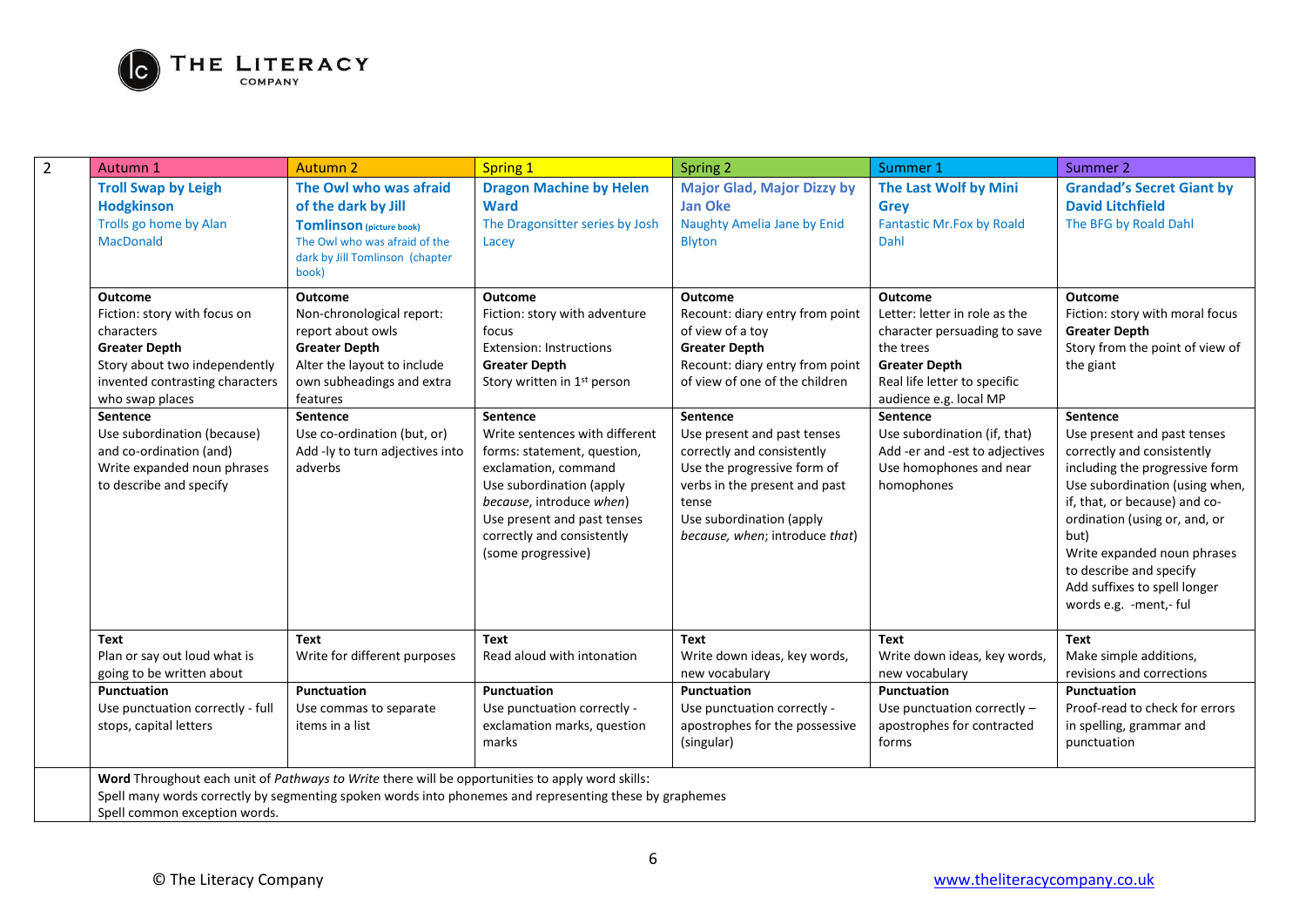| 2 | Autumn 1 | Autumn 2 | Spring 1 | Spring 2 | Summer 1 | Summer 2 |
|---|---|---|---|---|---|---|
| | **Troll Swap by Leigh Hodgkinson**<br>Trolls go home by Alan MacDonald | **The Owl who was afraid of the dark by Jill Tomlinson** (picture book)<br>The Owl who was afraid of the dark by Jill Tomlinson (chapter book) | **Dragon Machine by Helen Ward**<br>The Dragonsitter series by Josh Lacey | **Major Glad, Major Dizzy by Jan Oke**<br>Naughty Amelia Jane by Enid Blyton | **The Last Wolf by Mini Grey**<br>Fantastic Mr.Fox by Roald Dahl | **Grandad's Secret Giant by David Litchfield**<br>The BFG by Roald Dahl |
| | **Outcome**<br>Fiction: story with focus on characters<br>**Greater Depth**<br>Story about two independently invented contrasting characters who swap places | **Outcome**<br>Non-chronological report: report about owls<br>**Greater Depth**<br>Alter the layout to include own subheadings and extra features | **Outcome**<br>Fiction: story with adventure focus<br>Extension: Instructions<br>**Greater Depth**<br>Story written in 1st person | **Outcome**<br>Recount: diary entry from point of view of a toy<br>**Greater Depth**<br>Recount: diary entry from point of view of one of the children | **Outcome**<br>Letter: letter in role as the character persuading to save the trees<br>**Greater Depth**<br>Real life letter to specific audience e.g. local MP | **Outcome**<br>Fiction: story with moral focus<br>**Greater Depth**<br>Story from the point of view of the giant |
| | **Sentence**<br>Use subordination (because) and co-ordination (and)<br>Write expanded noun phrases to describe and specify | **Sentence**<br>Use co-ordination (but, or)<br>Add -ly to turn adjectives into adverbs | **Sentence**<br>Write sentences with different forms: statement, question, exclamation, command<br>Use subordination (apply *because*, introduce *when*)<br>Use present and past tenses correctly and consistently (some progressive) | **Sentence**<br>Use present and past tenses correctly and consistently<br>Use the progressive form of verbs in the present and past tense<br>Use subordination (apply *because, when*; introduce *that*) | **Sentence**<br>Use subordination (if, that)<br>Add -er and -est to adjectives<br>Use homophones and near homophones | **Sentence**<br>Use present and past tenses correctly and consistently including the progressive form<br>Use subordination (using when, if, that, or because) and co-ordination (using or, and, or but)<br>Write expanded noun phrases to describe and specify<br>Add suffixes to spell longer words e.g. -ment,- ful |
| | **Text**<br>Plan or say out loud what is going to be written about | **Text**<br>Write for different purposes | **Text**<br>Read aloud with intonation | **Text**<br>Write down ideas, key words, new vocabulary | **Text**<br>Write down ideas, key words, new vocabulary | **Text**<br>Make simple additions, revisions and corrections |
| | **Punctuation**<br>Use punctuation correctly - full stops, capital letters | **Punctuation**<br>Use commas to separate items in a list | **Punctuation**<br>Use punctuation correctly - exclamation marks, question marks | **Punctuation**<br>Use punctuation correctly - apostrophes for the possessive (singular) | **Punctuation**<br>Use punctuation correctly – apostrophes for contracted forms | **Punctuation**<br>Proof-read to check for errors in spelling, grammar and punctuation |
| | **Word** Throughout each unit of *Pathways to Write* there will be opportunities to apply word skills:<br>Spell many words correctly by segmenting spoken words into phonemes and representing these by graphemes<br>Spell common exception words. | | | | | |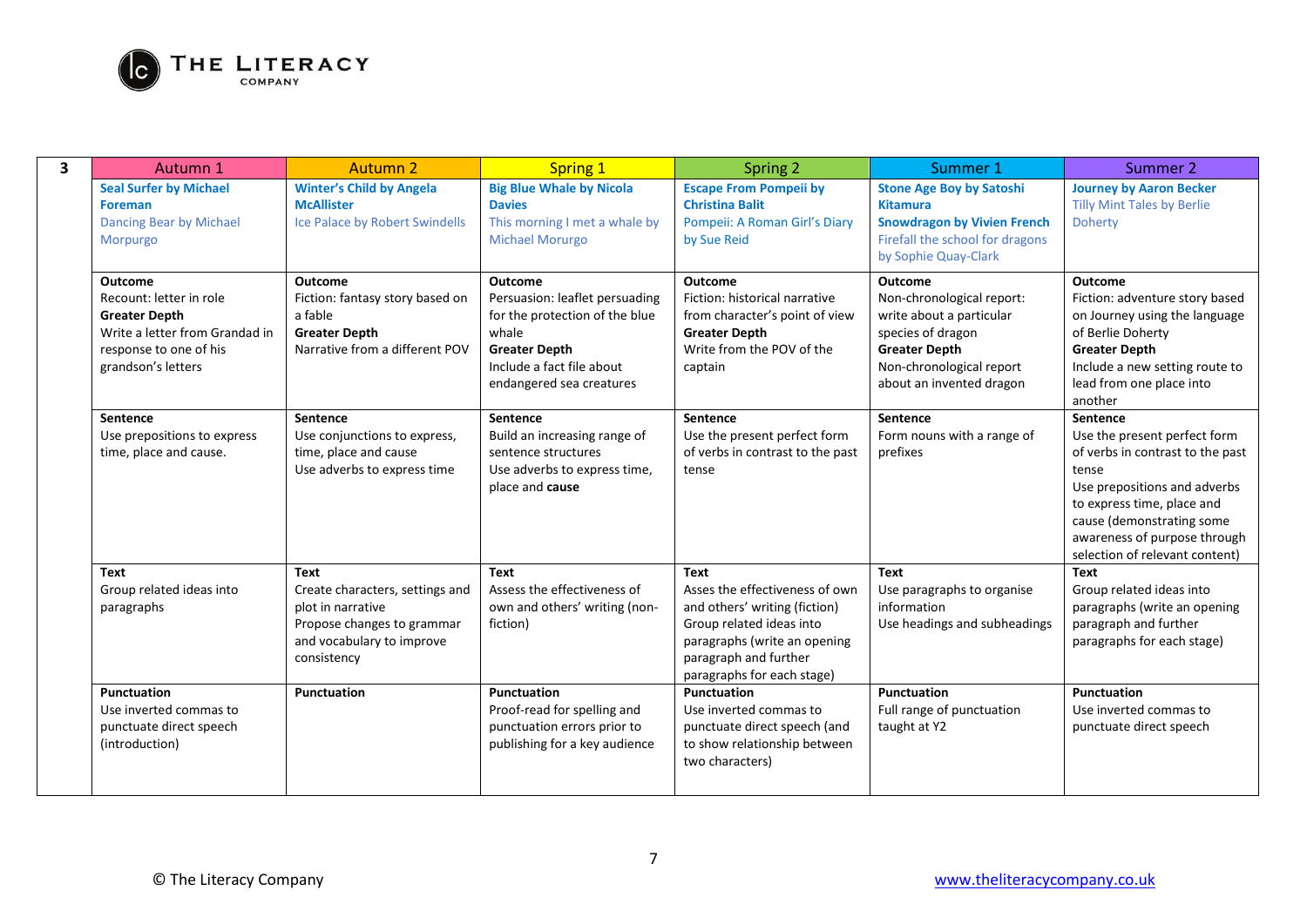| 3 | Autumn 1 | Autumn 2 | Spring 1 | Spring 2 | Summer 1 | Summer 2 |
|---|---|---|---|---|---|---|
| | **Seal Surfer by Michael Foreman**<br>Dancing Bear by Michael Morpurgo | **Winter's Child by Angela McAllister**<br>Ice Palace by Robert Swindells | **Big Blue Whale by Nicola Davies**<br>This morning I met a whale by Michael Morurgo | **Escape From Pompeii by Christina Balit**<br>Pompeii: A Roman Girl's Diary by Sue Reid | **Stone Age Boy by Satoshi Kitamura**<br>**Snowdragon by Vivien French**<br>Firefall the school for dragons by Sophie Quay-Clark | **Journey by Aaron Becker**<br>Tilly Mint Tales by Berlie Doherty |
| | **Outcome**<br>Recount: letter in role<br>**Greater Depth**<br>Write a letter from Grandad in response to one of his grandson's letters | **Outcome**<br>Fiction: fantasy story based on a fable<br>**Greater Depth**<br>Narrative from a different POV | **Outcome**<br>Persuasion: leaflet persuading for the protection of the blue whale<br>**Greater Depth**<br>Include a fact file about endangered sea creatures | **Outcome**<br>Fiction: historical narrative from character's point of view<br>**Greater Depth**<br>Write from the POV of the captain | **Outcome**<br>Non-chronological report: write about a particular species of dragon<br>**Greater Depth**<br>Non-chronological report about an invented dragon | **Outcome**<br>Fiction: adventure story based on Journey using the language of Berlie Doherty<br>**Greater Depth**<br>Include a new setting route to lead from one place into another |
| | **Sentence**<br>Use prepositions to express time, place and cause. | **Sentence**<br>Use conjunctions to express, time, place and cause<br>Use adverbs to express time | **Sentence**<br>Build an increasing range of sentence structures<br>Use adverbs to express time, place and **cause** | **Sentence**<br>Use the present perfect form of verbs in contrast to the past tense | **Sentence**<br>Form nouns with a range of prefixes | **Sentence**<br>Use the present perfect form of verbs in contrast to the past tense<br>Use prepositions and adverbs to express time, place and cause (demonstrating some awareness of purpose through selection of relevant content) |
| | **Text**<br>Group related ideas into paragraphs | **Text**<br>Create characters, settings and plot in narrative<br>Propose changes to grammar and vocabulary to improve consistency | **Text**<br>Assess the effectiveness of own and others' writing (non-fiction) | **Text**<br>Asses the effectiveness of own and others' writing (fiction)<br>Group related ideas into paragraphs (write an opening paragraph and further paragraphs for each stage) | **Text**<br>Use paragraphs to organise information<br>Use headings and subheadings | **Text**<br>Group related ideas into paragraphs (write an opening paragraph and further paragraphs for each stage) |
| | **Punctuation**<br>Use inverted commas to punctuate direct speech (introduction) | **Punctuation** | **Punctuation**<br>Proof-read for spelling and punctuation errors prior to publishing for a key audience | **Punctuation**<br>Use inverted commas to punctuate direct speech (and to show relationship between two characters) | **Punctuation**<br>Full range of punctuation taught at Y2 | **Punctuation**<br>Use inverted commas to punctuate direct speech |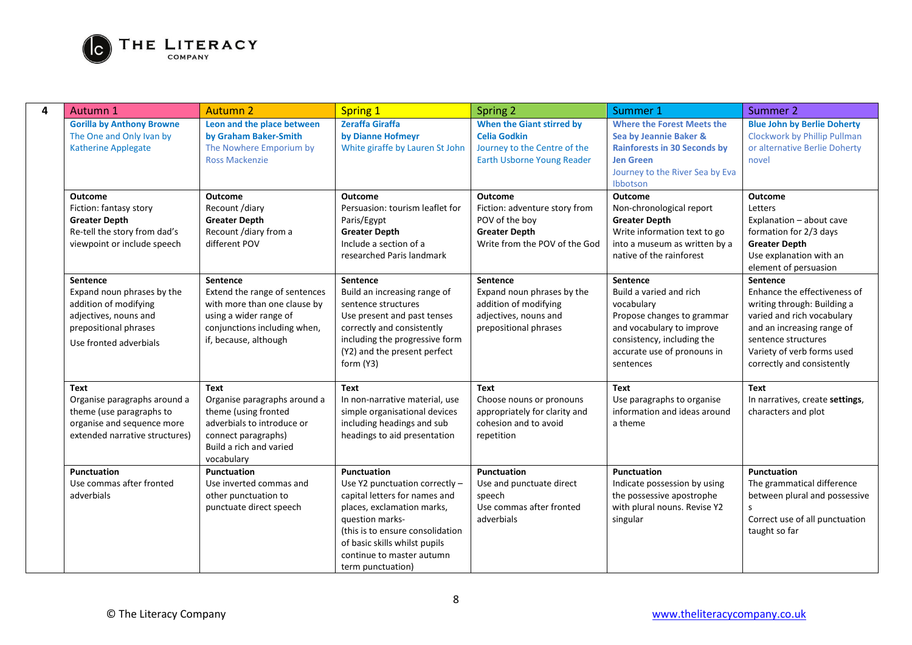| 4 | Autumn 1 | Autumn 2 | Spring 1 | Spring 2 | Summer 1 | Summer 2 |
|---|---|---|---|---|---|---|
| | **Gorilla by Anthony Browne**<br>The One and Only Ivan by Katherine Applegate | **Leon and the place between by Graham Baker-Smith**<br>The Nowhere Emporium by Ross Mackenzie | **Zeraffa Giraffa by Dianne Hofmeyr**<br>White giraffe by Lauren St John | **When the Giant stirred by Celia Godkin**<br>Journey to the Centre of the Earth Usborne Young Reader | **Where the Forest Meets the Sea by Jeannie Baker & Rainforests in 30 Seconds by Jen Green**<br>Journey to the River Sea by Eva Ibbotson | **Blue John by Berlie Doherty**<br>Clockwork by Phillip Pullman or alternative Berlie Doherty novel |
| | **Outcome**<br>Fiction: fantasy story<br>**Greater Depth**<br>Re-tell the story from dad's viewpoint or include speech | **Outcome**<br>Recount /diary<br>**Greater Depth**<br>Recount /diary from a different POV | **Outcome**<br>Persuasion: tourism leaflet for Paris/Egypt<br>**Greater Depth**<br>Include a section of a researched Paris landmark | **Outcome**<br>Fiction: adventure story from POV of the boy<br>**Greater Depth**<br>Write from the POV of the God | **Outcome**<br>Non-chronological report<br>**Greater Depth**<br>Write information text to go into a museum as written by a native of the rainforest | **Outcome**<br>Letters<br>Explanation – about cave formation for 2/3 days<br>**Greater Depth**<br>Use explanation with an element of persuasion |
| | **Sentence**<br>Expand noun phrases by the addition of modifying adjectives, nouns and prepositional phrases<br>Use fronted adverbials | **Sentence**<br>Extend the range of sentences with more than one clause by using a wider range of conjunctions including when, if, because, although | **Sentence**<br>Build an increasing range of sentence structures<br>Use present and past tenses correctly and consistently including the progressive form (Y2) and the present perfect form (Y3) | **Sentence**<br>Expand noun phrases by the addition of modifying adjectives, nouns and prepositional phrases | **Sentence**<br>Build a varied and rich vocabulary<br>Propose changes to grammar and vocabulary to improve consistency, including the accurate use of pronouns in sentences | **Sentence**<br>Enhance the effectiveness of writing through: Building a varied and rich vocabulary and an increasing range of sentence structures<br>Variety of verb forms used correctly and consistently |
| | **Text**<br>Organise paragraphs around a theme (use paragraphs to organise and sequence more extended narrative structures) | **Text**<br>Organise paragraphs around a theme (using fronted adverbials to introduce or connect paragraphs)<br>Build a rich and varied vocabulary | **Text**<br>In non-narrative material, use simple organisational devices including headings and sub headings to aid presentation | **Text**<br>Choose nouns or pronouns appropriately for clarity and cohesion and to avoid repetition | **Text**<br>Use paragraphs to organise information and ideas around a theme | **Text**<br>In narratives, create **settings**, characters and plot |
| | **Punctuation**<br>Use commas after fronted adverbials | **Punctuation**<br>Use inverted commas and other punctuation to punctuate direct speech | **Punctuation**<br>Use Y2 punctuation correctly – capital letters for names and places, exclamation marks, question marks-<br>(this is to ensure consolidation of basic skills whilst pupils continue to master autumn term punctuation) | **Punctuation**<br>Use and punctuate direct speech<br>Use commas after fronted adverbials | **Punctuation**<br>Indicate possession by using the possessive apostrophe with plural nouns. Revise Y2 singular | **Punctuation**<br>The grammatical difference between plural and possessive s<br>Correct use of all punctuation taught so far |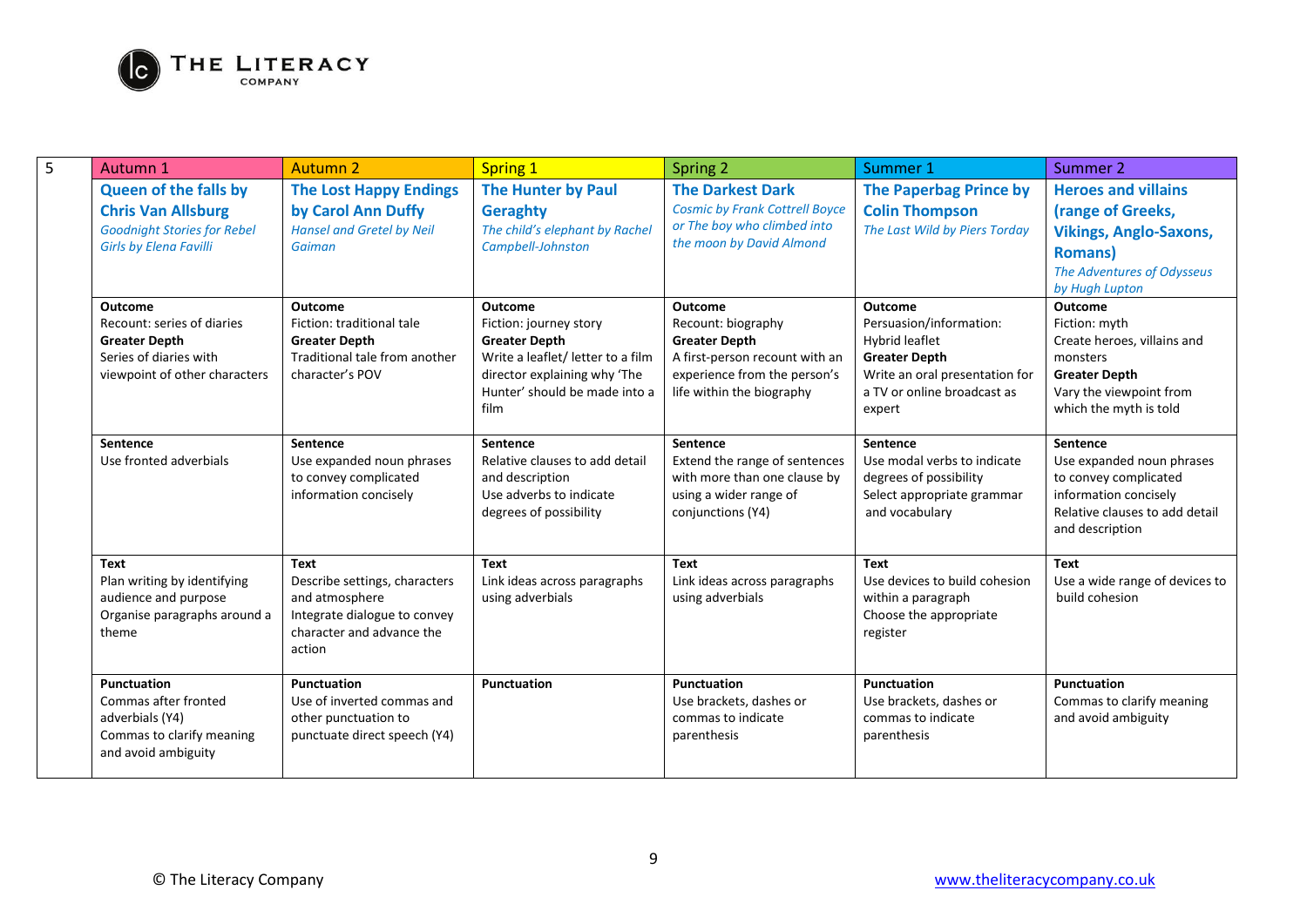| 5 | Autumn 1 | Autumn 2 | Spring 1 | Spring 2 | Summer 1 | Summer 2 |
|---|---|---|---|---|---|---|
| | **Queen of the falls by Chris Van Allsburg**<br>*Goodnight Stories for Rebel Girls by Elena Favilli* | **The Lost Happy Endings by Carol Ann Duffy**<br>*Hansel and Gretel by Neil Gaiman* | **The Hunter by Paul Geraghty**<br>*The child's elephant by Rachel Campbell-Johnston* | **The Darkest Dark**<br>*Cosmic by Frank Cottrell Boyce or The boy who climbed into the moon by David Almond* | **The Paperbag Prince by Colin Thompson**<br>*The Last Wild by Piers Torday* | **Heroes and villains (range of Greeks, Vikings, Anglo-Saxons, Romans)**<br>*The Adventures of Odysseus by Hugh Lupton* |
| | **Outcome**<br>Recount: series of diaries<br>**Greater Depth**<br>Series of diaries with viewpoint of other characters | **Outcome**<br>Fiction: traditional tale<br>**Greater Depth**<br>Traditional tale from another character's POV | **Outcome**<br>Fiction: journey story<br>**Greater Depth**<br>Write a leaflet/ letter to a film director explaining why 'The Hunter' should be made into a film | **Outcome**<br>Recount: biography<br>**Greater Depth**<br>A first-person recount with an experience from the person's life within the biography | **Outcome**<br>Persuasion/information: Hybrid leaflet<br>**Greater Depth**<br>Write an oral presentation for a TV or online broadcast as expert | **Outcome**<br>Fiction: myth<br>Create heroes, villains and monsters<br>**Greater Depth**<br>Vary the viewpoint from which the myth is told |
| | **Sentence**<br>Use fronted adverbials | **Sentence**<br>Use expanded noun phrases to convey complicated information concisely | **Sentence**<br>Relative clauses to add detail and description<br>Use adverbs to indicate degrees of possibility | **Sentence**<br>Extend the range of sentences with more than one clause by using a wider range of conjunctions (Y4) | **Sentence**<br>Use modal verbs to indicate degrees of possibility<br>Select appropriate grammar and vocabulary | **Sentence**<br>Use expanded noun phrases to convey complicated information concisely<br>Relative clauses to add detail and description |
| | **Text**<br>Plan writing by identifying audience and purpose<br>Organise paragraphs around a theme | **Text**<br>Describe settings, characters and atmosphere<br>Integrate dialogue to convey character and advance the action | **Text**<br>Link ideas across paragraphs using adverbials | **Text**<br>Link ideas across paragraphs using adverbials | **Text**<br>Use devices to build cohesion within a paragraph<br>Choose the appropriate register | **Text**<br>Use a wide range of devices to build cohesion |
| | **Punctuation**<br>Commas after fronted adverbials (Y4)<br>Commas to clarify meaning and avoid ambiguity | **Punctuation**<br>Use of inverted commas and other punctuation to punctuate direct speech (Y4) | **Punctuation** | **Punctuation**<br>Use brackets, dashes or commas to indicate parenthesis | **Punctuation**<br>Use brackets, dashes or commas to indicate parenthesis | **Punctuation**<br>Commas to clarify meaning and avoid ambiguity |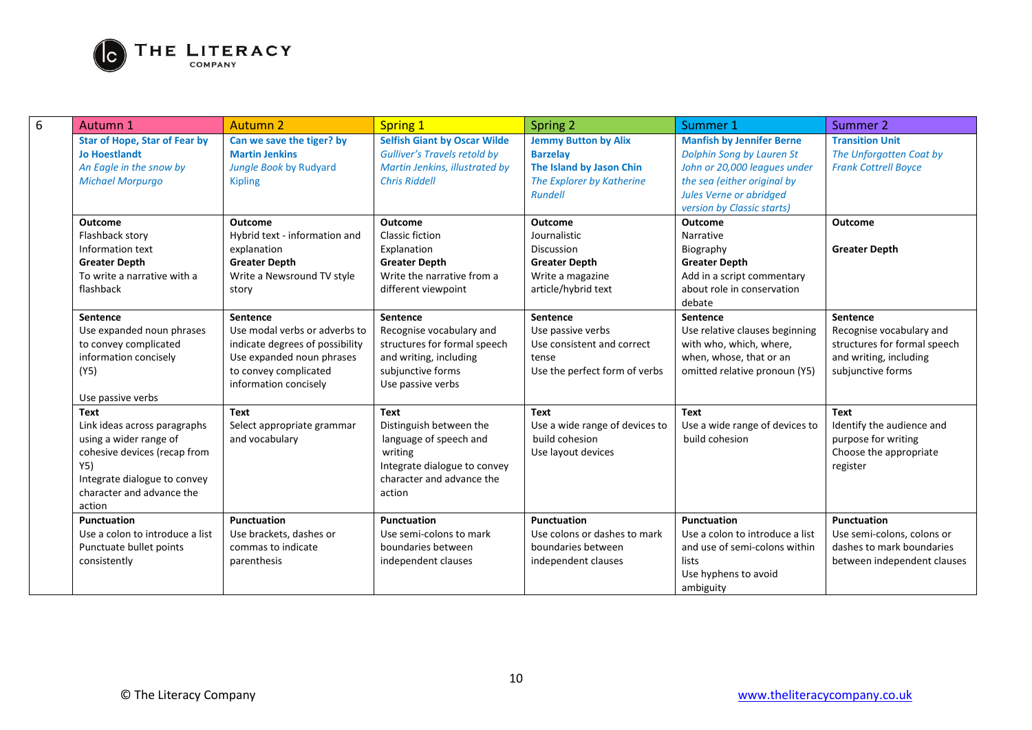| 6 | Autumn 1 | Autumn 2 | Spring 1 | Spring 2 | Summer 1 | Summer 2 |
|---|---|---|---|---|---|---|
| | **Star of Hope, Star of Fear by Jo Hoestlandt**<br>*An Eagle in the snow by Michael Morpurgo* | **Can we save the tiger? by Martin Jenkins**<br>*Jungle Book* by Rudyard Kipling | **Selfish Giant by Oscar Wilde**<br>*Gulliver's Travels retold by Martin Jenkins, illustrated by Chris Riddell* | **Jemmy Button by Alix Barzelay**<br>**The Island by Jason Chin**<br>*The Explorer by Katherine Rundell* | **Manfish by Jennifer Berne**<br>*Dolphin Song by Lauren St John or 20,000 leagues under the sea (either original by Jules Verne or abridged version by Classic starts)* | **Transition Unit**<br>*The Unforgotten Coat by Frank Cottrell Boyce* |
| | **Outcome**<br>Flashback story<br>Information text<br>**Greater Depth**<br>To write a narrative with a flashback | **Outcome**<br>Hybrid text - information and explanation<br>**Greater Depth**<br>Write a Newsround TV style story | **Outcome**<br>Classic fiction<br>Explanation<br>**Greater Depth**<br>Write the narrative from a different viewpoint | **Outcome**<br>Journalistic<br>Discussion<br>**Greater Depth**<br>Write a magazine article/hybrid text | **Outcome**<br>Narrative<br>Biography<br>**Greater Depth**<br>Add in a script commentary about role in conservation debate | **Outcome**<br><br>**Greater Depth** |
| | **Sentence**<br>Use expanded noun phrases to convey complicated information concisely (Y5)<br><br>Use passive verbs | **Sentence**<br>Use modal verbs or adverbs to indicate degrees of possibility<br>Use expanded noun phrases to convey complicated information concisely | **Sentence**<br>Recognise vocabulary and structures for formal speech and writing, including subjunctive forms<br>Use passive verbs | **Sentence**<br>Use passive verbs<br>Use consistent and correct tense<br>Use the perfect form of verbs | **Sentence**<br>Use relative clauses beginning with who, which, where, when, whose, that or an omitted relative pronoun (Y5) | **Sentence**<br>Recognise vocabulary and structures for formal speech and writing, including subjunctive forms |
| | **Text**<br>Link ideas across paragraphs using a wider range of cohesive devices (recap from Y5)<br>Integrate dialogue to convey character and advance the action | **Text**<br>Select appropriate grammar and vocabulary | **Text**<br>Distinguish between the language of speech and writing<br>Integrate dialogue to convey character and advance the action | **Text**<br>Use a wide range of devices to build cohesion<br>Use layout devices | **Text**<br>Use a wide range of devices to build cohesion | **Text**<br>Identify the audience and purpose for writing<br>Choose the appropriate register |
| | **Punctuation**<br>Use a colon to introduce a list<br>Punctuate bullet points consistently | **Punctuation**<br>Use brackets, dashes or commas to indicate parenthesis | **Punctuation**<br>Use semi-colons to mark boundaries between independent clauses | **Punctuation**<br>Use colons or dashes to mark boundaries between independent clauses | **Punctuation**<br>Use a colon to introduce a list and use of semi-colons within lists<br>Use hyphens to avoid ambiguity | **Punctuation**<br>Use semi-colons, colons or dashes to mark boundaries between independent clauses |